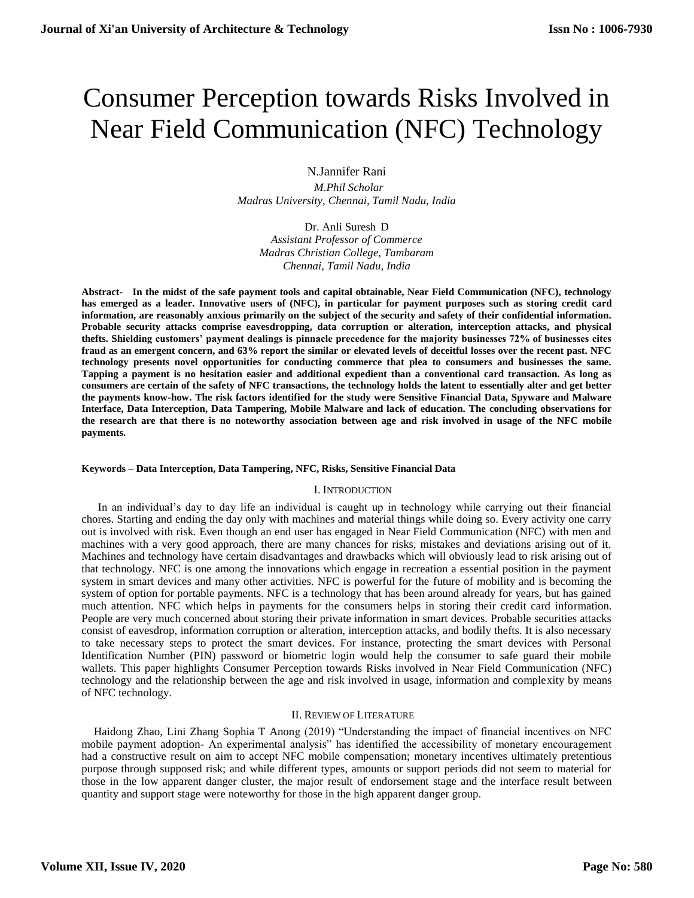# Consumer Perception towards Risks Involved in Near Field Communication (NFC) Technology

N.Jannifer Rani

*M.Phil Scholar*
*Madras University, Chennai, Tamil Nadu, India*

Dr. Anli Suresh D

*Assistant Professor of Commerce*
*Madras Christian College, Tambaram*
*Chennai, Tamil Nadu, India*

**Abstract- In the midst of the safe payment tools and capital obtainable, Near Field Communication (NFC), technology has emerged as a leader. Innovative users of (NFC), in particular for payment purposes such as storing credit card information, are reasonably anxious primarily on the subject of the security and safety of their confidential information. Probable security attacks comprise eavesdropping, data corruption or alteration, interception attacks, and physical thefts. Shielding customers' payment dealings is pinnacle precedence for the majority businesses 72% of businesses cites fraud as an emergent concern, and 63% report the similar or elevated levels of deceitful losses over the recent past. NFC technology presents novel opportunities for conducting commerce that plea to consumers and businesses the same. Tapping a payment is no hesitation easier and additional expedient than a conventional card transaction. As long as consumers are certain of the safety of NFC transactions, the technology holds the latent to essentially alter and get better the payments know-how. The risk factors identified for the study were Sensitive Financial Data, Spyware and Malware Interface, Data Interception, Data Tampering, Mobile Malware and lack of education. The concluding observations for the research are that there is no noteworthy association between age and risk involved in usage of the NFC mobile payments.**

**Keywords – Data Interception, Data Tampering, NFC, Risks, Sensitive Financial Data**

## I. INTRODUCTION

In an individual's day to day life an individual is caught up in technology while carrying out their financial chores. Starting and ending the day only with machines and material things while doing so. Every activity one carry out is involved with risk. Even though an end user has engaged in Near Field Communication (NFC) with men and machines with a very good approach, there are many chances for risks, mistakes and deviations arising out of it. Machines and technology have certain disadvantages and drawbacks which will obviously lead to risk arising out of that technology. NFC is one among the innovations which engage in recreation a essential position in the payment system in smart devices and many other activities. NFC is powerful for the future of mobility and is becoming the system of option for portable payments. NFC is a technology that has been around already for years, but has gained much attention. NFC which helps in payments for the consumers helps in storing their credit card information. People are very much concerned about storing their private information in smart devices. Probable securities attacks consist of eavesdrop, information corruption or alteration, interception attacks, and bodily thefts. It is also necessary to take necessary steps to protect the smart devices. For instance, protecting the smart devices with Personal Identification Number (PIN) password or biometric login would help the consumer to safe guard their mobile wallets. This paper highlights Consumer Perception towards Risks involved in Near Field Communication (NFC) technology and the relationship between the age and risk involved in usage, information and complexity by means of NFC technology.

## II. REVIEW OF LITERATURE

Haidong Zhao, Lini Zhang Sophia T Anong (2019) "Understanding the impact of financial incentives on NFC mobile payment adoption- An experimental analysis" has identified the accessibility of monetary encouragement had a constructive result on aim to accept NFC mobile compensation; monetary incentives ultimately pretentious purpose through supposed risk; and while different types, amounts or support periods did not seem to material for those in the low apparent danger cluster, the major result of endorsement stage and the interface result between quantity and support stage were noteworthy for those in the high apparent danger group.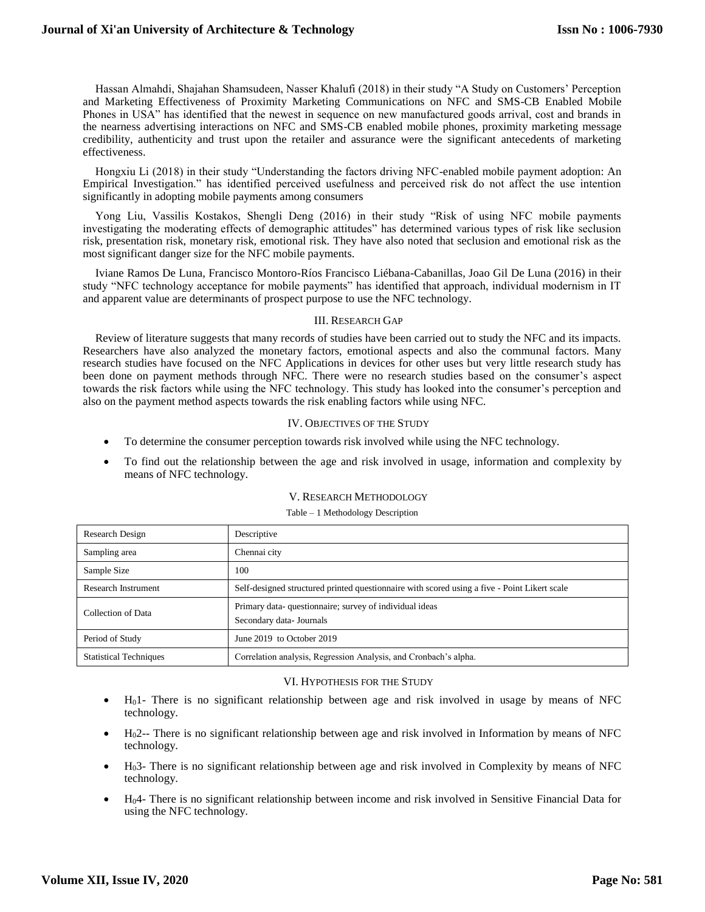Hassan Almahdi, Shajahan Shamsudeen, Nasser Khalufi (2018) in their study "A Study on Customers' Perception and Marketing Effectiveness of Proximity Marketing Communications on NFC and SMS-CB Enabled Mobile Phones in USA" has identified that the newest in sequence on new manufactured goods arrival, cost and brands in the nearness advertising interactions on NFC and SMS-CB enabled mobile phones, proximity marketing message credibility, authenticity and trust upon the retailer and assurance were the significant antecedents of marketing effectiveness.

Hongxiu Li (2018) in their study "Understanding the factors driving NFC-enabled mobile payment adoption: An Empirical Investigation." has identified perceived usefulness and perceived risk do not affect the use intention significantly in adopting mobile payments among consumers

Yong Liu, Vassilis Kostakos, Shengli Deng (2016) in their study "Risk of using NFC mobile payments investigating the moderating effects of demographic attitudes" has determined various types of risk like seclusion risk, presentation risk, monetary risk, emotional risk. They have also noted that seclusion and emotional risk as the most significant danger size for the NFC mobile payments.

Iviane Ramos De Luna, Francisco Montoro-Ríos Francisco Liébana-Cabanillas, Joao Gil De Luna (2016) in their study "NFC technology acceptance for mobile payments" has identified that approach, individual modernism in IT and apparent value are determinants of prospect purpose to use the NFC technology.

## III. Research Gap

Review of literature suggests that many records of studies have been carried out to study the NFC and its impacts. Researchers have also analyzed the monetary factors, emotional aspects and also the communal factors. Many research studies have focused on the NFC Applications in devices for other uses but very little research study has been done on payment methods through NFC. There were no research studies based on the consumer's aspect towards the risk factors while using the NFC technology. This study has looked into the consumer's perception and also on the payment method aspects towards the risk enabling factors while using NFC.

## IV. Objectives of the Study

- To determine the consumer perception towards risk involved while using the NFC technology.
- To find out the relationship between the age and risk involved in usage, information and complexity by means of NFC technology.

## V. Research Methodology

Table – 1 Methodology Description

| Research Design | Descriptive |
|---|---|
| Sampling area | Chennai city |
| Sample Size | 100 |
| Research Instrument | Self-designed structured printed questionnaire with scored using a five - Point Likert scale |
| Collection of Data | Primary data- questionnaire; survey of individual ideas<br>Secondary data- Journals |
| Period of Study | June 2019 to October 2019 |
| Statistical Techniques | Correlation analysis, Regression Analysis, and Cronbach's alpha. |

## VI. Hypothesis for the Study

- $H_0$1- There is no significant relationship between age and risk involved in usage by means of NFC technology.
- $H_0$2-- There is no significant relationship between age and risk involved in Information by means of NFC technology.
- $H_0$3- There is no significant relationship between age and risk involved in Complexity by means of NFC technology.
- $H_0$4- There is no significant relationship between income and risk involved in Sensitive Financial Data for using the NFC technology.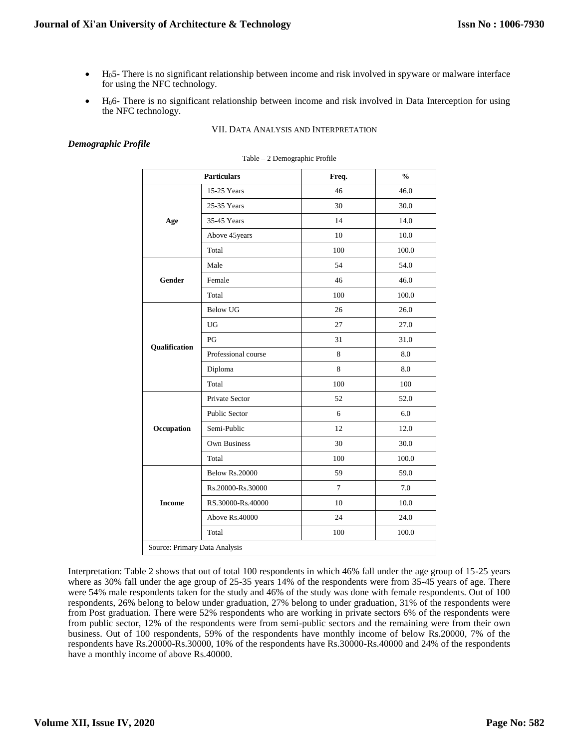- $H_0$5- There is no significant relationship between income and risk involved in spyware or malware interface for using the NFC technology.
- $H_0$6- There is no significant relationship between income and risk involved in Data Interception for using the NFC technology.

## VII. Data Analysis and Interpretation

### *Demographic Profile*

Table – 2 Demographic Profile

| Particulars | | Freq. | % |
|---|---|---|---|
| Age | 15-25 Years | 46 | 46.0 |
| | 25-35 Years | 30 | 30.0 |
| | 35-45 Years | 14 | 14.0 |
| | Above 45years | 10 | 10.0 |
| | Total | 100 | 100.0 |
| Gender | Male | 54 | 54.0 |
| | Female | 46 | 46.0 |
| | Total | 100 | 100.0 |
| Qualification | Below UG | 26 | 26.0 |
| | UG | 27 | 27.0 |
| | PG | 31 | 31.0 |
| | Professional course | 8 | 8.0 |
| | Diploma | 8 | 8.0 |
| | Total | 100 | 100 |
| Occupation | Private Sector | 52 | 52.0 |
| | Public Sector | 6 | 6.0 |
| | Semi-Public | 12 | 12.0 |
| | Own Business | 30 | 30.0 |
| | Total | 100 | 100.0 |
| Income | Below Rs.20000 | 59 | 59.0 |
| | Rs.20000-Rs.30000 | 7 | 7.0 |
| | RS.30000-Rs.40000 | 10 | 10.0 |
| | Above Rs.40000 | 24 | 24.0 |
| | Total | 100 | 100.0 |
| Source: Primary Data Analysis | | | |

Interpretation: Table 2 shows that out of total 100 respondents in which 46% fall under the age group of 15-25 years where as 30% fall under the age group of 25-35 years 14% of the respondents were from 35-45 years of age. There were 54% male respondents taken for the study and 46% of the study was done with female respondents. Out of 100 respondents, 26% belong to below under graduation, 27% belong to under graduation, 31% of the respondents were from Post graduation. There were 52% respondents who are working in private sectors 6% of the respondents were from public sector, 12% of the respondents were from semi-public sectors and the remaining were from their own business. Out of 100 respondents, 59% of the respondents have monthly income of below Rs.20000, 7% of the respondents have Rs.20000-Rs.30000, 10% of the respondents have Rs.30000-Rs.40000 and 24% of the respondents have a monthly income of above Rs.40000.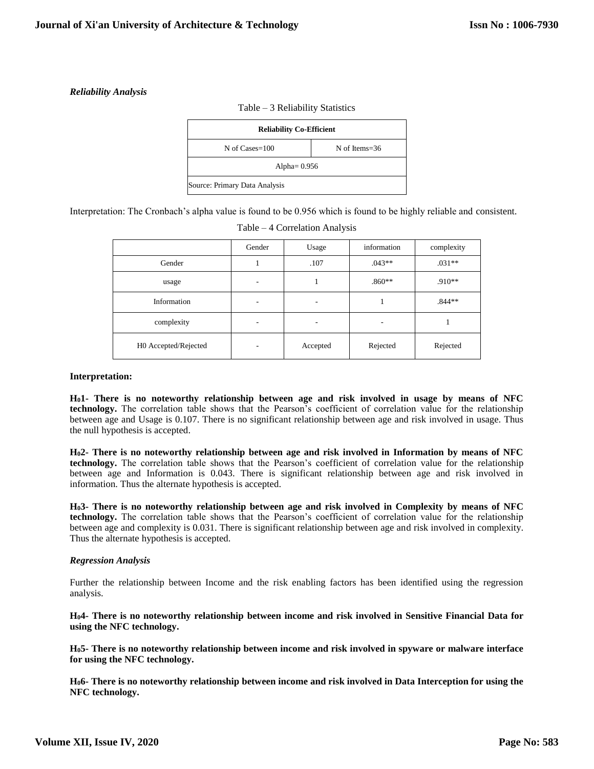*Reliability Analysis*

Table – 3 Reliability Statistics

| Reliability Co-Efficient | |
|---|---|
| N of Cases=100 | N of Items=36 |
| Alpha= 0.956 | |
| Source: Primary Data Analysis | |

Interpretation: The Cronbach's alpha value is found to be 0.956 which is found to be highly reliable and consistent.

Table – 4 Correlation Analysis

| | Gender | Usage | information | complexity |
|---|---|---|---|---|
| Gender | 1 | .107 | .043** | .031** |
| usage | - | 1 | .860** | .910** |
| Information | - | - | 1 | .844** |
| complexity | - | - | - | 1 |
| H0 Accepted/Rejected | - | Accepted | Rejected | Rejected |

**Interpretation:**

**$H_0$1- There is no noteworthy relationship between age and risk involved in usage by means of NFC technology.** The correlation table shows that the Pearson's coefficient of correlation value for the relationship between age and Usage is 0.107. There is no significant relationship between age and risk involved in usage. Thus the null hypothesis is accepted.

**$H_0$2- There is no noteworthy relationship between age and risk involved in Information by means of NFC technology.** The correlation table shows that the Pearson's coefficient of correlation value for the relationship between age and Information is 0.043. There is significant relationship between age and risk involved in information. Thus the alternate hypothesis is accepted.

**$H_0$3- There is no noteworthy relationship between age and risk involved in Complexity by means of NFC technology.** The correlation table shows that the Pearson's coefficient of correlation value for the relationship between age and complexity is 0.031. There is significant relationship between age and risk involved in complexity. Thus the alternate hypothesis is accepted.

*Regression Analysis*

Further the relationship between Income and the risk enabling factors has been identified using the regression analysis.

**$H_0$4- There is no noteworthy relationship between income and risk involved in Sensitive Financial Data for using the NFC technology.**

**$H_0$5- There is no noteworthy relationship between income and risk involved in spyware or malware interface for using the NFC technology.**

**$H_0$6- There is no noteworthy relationship between income and risk involved in Data Interception for using the NFC technology.**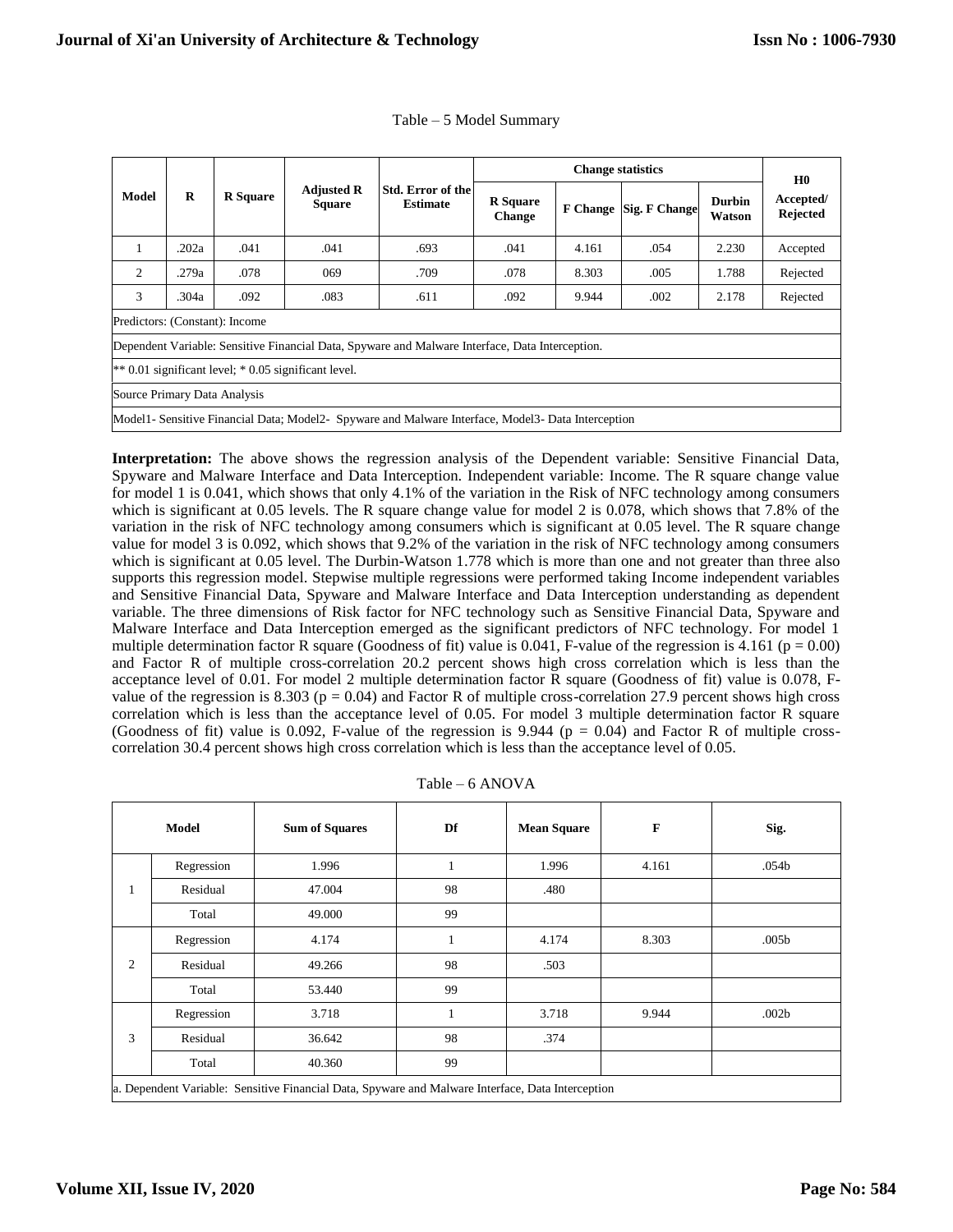Table – 5 Model Summary

| Model | R | R Square | Adjusted R Square | Std. Error of the Estimate | Change statistics | | | | H0 Accepted/ Rejected |
|---|---|---|---|---|---|---|---|---|---|
| | | | | | R Square Change | F Change | Sig. F Change | Durbin Watson | |
| 1 | .202a | .041 | .041 | .693 | .041 | 4.161 | .054 | 2.230 | Accepted |
| 2 | .279a | .078 | 069 | .709 | .078 | 8.303 | .005 | 1.788 | Rejected |
| 3 | .304a | .092 | .083 | .611 | .092 | 9.944 | .002 | 2.178 | Rejected |
| Predictors: (Constant): Income | | | | | | | | | |
| Dependent Variable: Sensitive Financial Data, Spyware and Malware Interface, Data Interception. | | | | | | | | | |
| ** 0.01 significant level; * 0.05 significant level. | | | | | | | | | |
| Source Primary Data Analysis | | | | | | | | | |
| Model1- Sensitive Financial Data; Model2- Spyware and Malware Interface, Model3- Data Interception | | | | | | | | | |

**Interpretation:** The above shows the regression analysis of the Dependent variable: Sensitive Financial Data, Spyware and Malware Interface and Data Interception. Independent variable: Income. The R square change value for model 1 is 0.041, which shows that only 4.1% of the variation in the Risk of NFC technology among consumers which is significant at 0.05 levels. The R square change value for model 2 is 0.078, which shows that 7.8% of the variation in the risk of NFC technology among consumers which is significant at 0.05 level. The R square change value for model 3 is 0.092, which shows that 9.2% of the variation in the risk of NFC technology among consumers which is significant at 0.05 level. The Durbin-Watson 1.778 which is more than one and not greater than three also supports this regression model. Stepwise multiple regressions were performed taking Income independent variables and Sensitive Financial Data, Spyware and Malware Interface and Data Interception understanding as dependent variable. The three dimensions of Risk factor for NFC technology such as Sensitive Financial Data, Spyware and Malware Interface and Data Interception emerged as the significant predictors of NFC technology. For model 1 multiple determination factor R square (Goodness of fit) value is 0.041, F-value of the regression is 4.161 ($p = 0.00$) and Factor R of multiple cross-correlation 20.2 percent shows high cross correlation which is less than the acceptance level of 0.01. For model 2 multiple determination factor R square (Goodness of fit) value is 0.078, F-value of the regression is 8.303 ($p = 0.04$) and Factor R of multiple cross-correlation 27.9 percent shows high cross correlation which is less than the acceptance level of 0.05. For model 3 multiple determination factor R square (Goodness of fit) value is 0.092, F-value of the regression is 9.944 ($p = 0.04$) and Factor R of multiple cross-correlation 30.4 percent shows high cross correlation which is less than the acceptance level of 0.05.

Table – 6 ANOVA

| Model | | Sum of Squares | Df | Mean Square | F | Sig. |
|---|---|---|---|---|---|---|
| 1 | Regression | 1.996 | 1 | 1.996 | 4.161 | .054b |
| | Residual | 47.004 | 98 | .480 | | |
| | Total | 49.000 | 99 | | | |
| 2 | Regression | 4.174 | 1 | 4.174 | 8.303 | .005b |
| | Residual | 49.266 | 98 | .503 | | |
| | Total | 53.440 | 99 | | | |
| 3 | Regression | 3.718 | 1 | 3.718 | 9.944 | .002b |
| | Residual | 36.642 | 98 | .374 | | |
| | Total | 40.360 | 99 | | | |
| a. Dependent Variable: Sensitive Financial Data, Spyware and Malware Interface, Data Interception | | | | | | |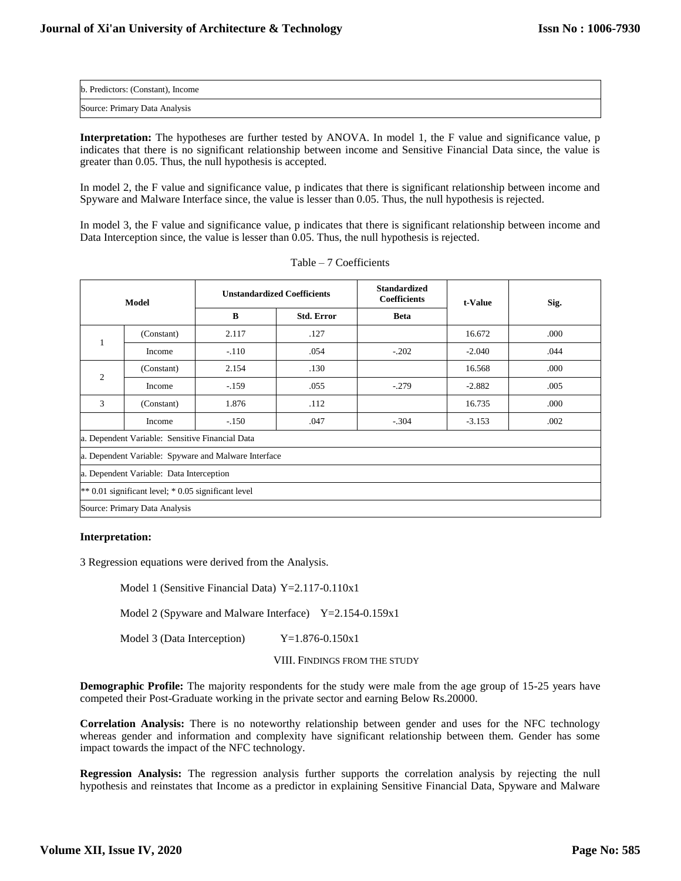| b. Predictors: (Constant), Income |
|---|
| Source: Primary Data Analysis |

**Interpretation:** The hypotheses are further tested by ANOVA. In model 1, the F value and significance value, p indicates that there is no significant relationship between income and Sensitive Financial Data since, the value is greater than 0.05. Thus, the null hypothesis is accepted.

In model 2, the F value and significance value, p indicates that there is significant relationship between income and Spyware and Malware Interface since, the value is lesser than 0.05. Thus, the null hypothesis is rejected.

In model 3, the F value and significance value, p indicates that there is significant relationship between income and Data Interception since, the value is lesser than 0.05. Thus, the null hypothesis is rejected.

Table – 7 Coefficients

| Model | | Unstandardized Coefficients | | Standardized Coefficients | t-Value | Sig. |
|---|---|---|---|---|---|---|
| | | B | Std. Error | Beta | | |
| 1 | (Constant) | 2.117 | .127 | | 16.672 | .000 |
| | Income | -.110 | .054 | -.202 | -2.040 | .044 |
| 2 | (Constant) | 2.154 | .130 | | 16.568 | .000 |
| | Income | -.159 | .055 | -.279 | -2.882 | .005 |
| 3 | (Constant) | 1.876 | .112 | | 16.735 | .000 |
| | Income | -.150 | .047 | -.304 | -3.153 | .002 |
| a. Dependent Variable: Sensitive Financial Data | | | | | | |
| a. Dependent Variable: Spyware and Malware Interface | | | | | | |
| a. Dependent Variable: Data Interception | | | | | | |
| ** 0.01 significant level; * 0.05 significant level | | | | | | |
| Source: Primary Data Analysis | | | | | | |

**Interpretation:**

3 Regression equations were derived from the Analysis.

Model 1 (Sensitive Financial Data) $Y=2.117-0.110x1$

Model 2 (Spyware and Malware Interface) $Y=2.154-0.159x1$

Model 3 (Data Interception) $Y=1.876-0.150x1$

## VIII. Findings from the Study

**Demographic Profile:** The majority respondents for the study were male from the age group of 15-25 years have competed their Post-Graduate working in the private sector and earning Below Rs.20000.

**Correlation Analysis:** There is no noteworthy relationship between gender and uses for the NFC technology whereas gender and information and complexity have significant relationship between them. Gender has some impact towards the impact of the NFC technology.

**Regression Analysis:** The regression analysis further supports the correlation analysis by rejecting the null hypothesis and reinstates that Income as a predictor in explaining Sensitive Financial Data, Spyware and Malware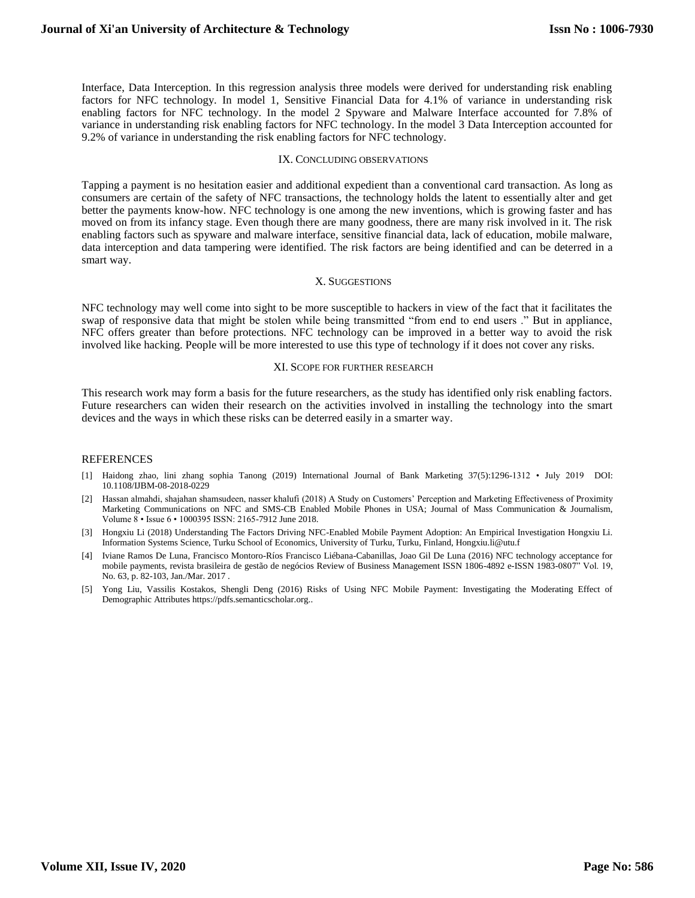Interface, Data Interception. In this regression analysis three models were derived for understanding risk enabling factors for NFC technology. In model 1, Sensitive Financial Data for 4.1% of variance in understanding risk enabling factors for NFC technology. In the model 2 Spyware and Malware Interface accounted for 7.8% of variance in understanding risk enabling factors for NFC technology. In the model 3 Data Interception accounted for 9.2% of variance in understanding the risk enabling factors for NFC technology.

## IX. Concluding Observations

Tapping a payment is no hesitation easier and additional expedient than a conventional card transaction. As long as consumers are certain of the safety of NFC transactions, the technology holds the latent to essentially alter and get better the payments know-how. NFC technology is one among the new inventions, which is growing faster and has moved on from its infancy stage. Even though there are many goodness, there are many risk involved in it. The risk enabling factors such as spyware and malware interface, sensitive financial data, lack of education, mobile malware, data interception and data tampering were identified. The risk factors are being identified and can be deterred in a smart way.

## X. Suggestions

NFC technology may well come into sight to be more susceptible to hackers in view of the fact that it facilitates the swap of responsive data that might be stolen while being transmitted "from end to end users ." But in appliance, NFC offers greater than before protections. NFC technology can be improved in a better way to avoid the risk involved like hacking. People will be more interested to use this type of technology if it does not cover any risks.

## XI. Scope for Further Research

This research work may form a basis for the future researchers, as the study has identified only risk enabling factors. Future researchers can widen their research on the activities involved in installing the technology into the smart devices and the ways in which these risks can be deterred easily in a smarter way.

## REFERENCES

[1] Haidong zhao, lini zhang sophia Tanong (2019) International Journal of Bank Marketing 37(5):1296-1312 • July 2019 DOI: 10.1108/IJBM-08-2018-0229

[2] Hassan almahdi, shajahan shamsudeen, nasser khalufi (2018) A Study on Customers' Perception and Marketing Effectiveness of Proximity Marketing Communications on NFC and SMS-CB Enabled Mobile Phones in USA; Journal of Mass Communication & Journalism, Volume 8 • Issue 6 • 1000395 ISSN: 2165-7912 June 2018.

[3] Hongxiu Li (2018) Understanding The Factors Driving NFC-Enabled Mobile Payment Adoption: An Empirical Investigation Hongxiu Li. Information Systems Science, Turku School of Economics, University of Turku, Turku, Finland, Hongxiu.li@utu.f

[4] Iviane Ramos De Luna, Francisco Montoro-Ríos Francisco Liébana-Cabanillas, Joao Gil De Luna (2016) NFC technology acceptance for mobile payments, revista brasileira de gestão de negócios Review of Business Management ISSN 1806-4892 e-ISSN 1983-0807" Vol. 19, No. 63, p. 82-103, Jan./Mar. 2017 .

[5] Yong Liu, Vassilis Kostakos, Shengli Deng (2016) Risks of Using NFC Mobile Payment: Investigating the Moderating Effect of Demographic Attributes https://pdfs.semanticscholar.org..